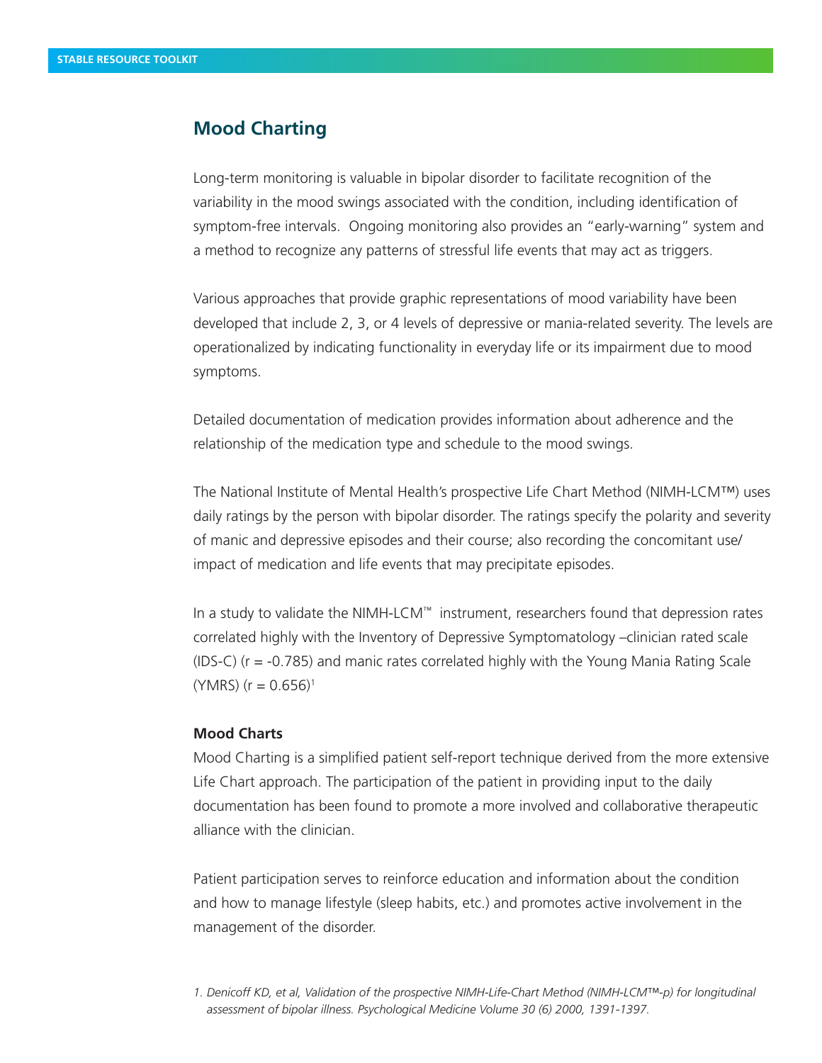# Mood Charting

Long-term monitoring is valuable in bipolar disorder to facilitate recognition of the variability in the mood swings associated with the condition, including identification of symptom-free intervals. Ongoing monitoring also provides an "early-warning" system and a method to recognize any patterns of stressful life events that may act as triggers.

Various approaches that provide graphic representations of mood variability have been developed that include 2, 3, or 4 levels of depressive or mania-related severity. The levels are operationalized by indicating functionality in everyday life or its impairment due to mood symptoms.

Detailed documentation of medication provides information about adherence and the relationship of the medication type and schedule to the mood swings.

The National Institute of Mental Health's prospective Life Chart Method (NIMH-LCM™) uses daily ratings by the person with bipolar disorder. The ratings specify the polarity and severity of manic and depressive episodes and their course; also recording the concomitant use/impact of medication and life events that may precipitate episodes.

In a study to validate the NIMH-LCM™ instrument, researchers found that depression rates correlated highly with the Inventory of Depressive Symptomatology –clinician rated scale (IDS-C) ($r = -0.785$) and manic rates correlated highly with the Young Mania Rating Scale (YMRS) ($r = 0.656$)[1]

### Mood Charts

Mood Charting is a simplified patient self-report technique derived from the more extensive Life Chart approach. The participation of the patient in providing input to the daily documentation has been found to promote a more involved and collaborative therapeutic alliance with the clinician.

Patient participation serves to reinforce education and information about the condition and how to manage lifestyle (sleep habits, etc.) and promotes active involvement in the management of the disorder.

1. *Denicoff KD, et al, Validation of the prospective NIMH-Life-Chart Method (NIMH-LCM™-p) for longitudinal assessment of bipolar illness. Psychological Medicine Volume 30 (6) 2000, 1391-1397.*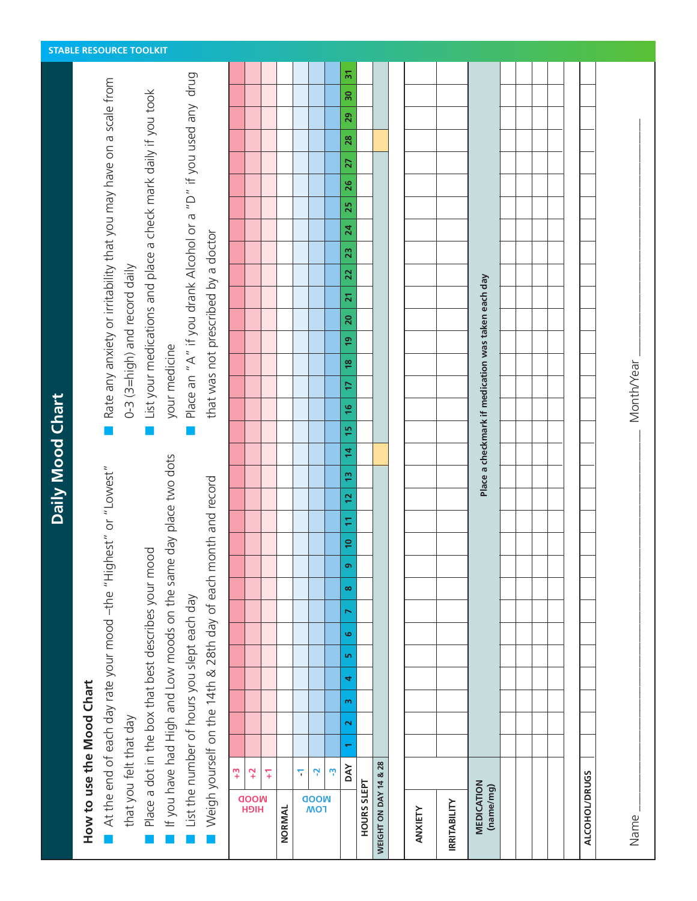STABLE RESOURCE TOOLKIT

# Daily Mood Chart

## How to use the Mood Chart

- At the end of each day rate your mood –the "Highest" or "Lowest" that you felt that day
- Place a dot in the box that best describes your mood
- If you have had High and Low moods on the same day place two dots
- List the number of hours you slept each day
- Weigh yourself on the 14th & 28th day of each month and record
- Rate any anxiety or irritability that you may have on a scale from 0-3 (3=high) and record daily
- List your medications and place a check mark daily if you took your medicine
- Place an "A" if you drank Alcohol or a "D" if you used any drug that was not prescribed by a doctor

| | | 1 | 2 | 3 | 4 | 5 | 6 | 7 | 8 | 9 | 10 | 11 | 12 | 13 | 14 | 15 | 16 | 17 | 18 | 19 | 20 | 21 | 22 | 23 | 24 | 25 | 26 | 27 | 28 | 29 | 30 | 31 |
|---|---|---|---|---|---|---|---|---|---|---|---|---|---|---|---|---|---|---|---|---|---|---|---|---|---|---|---|---|---|---|---|---|
| HIGH MOOD | +3 | | | | | | | | | | | | | | | | | | | | | | | | | | | | | | | |
| | +2 | | | | | | | | | | | | | | | | | | | | | | | | | | | | | | | |
| | +1 | | | | | | | | | | | | | | | | | | | | | | | | | | | | | | | |
| NORMAL | | | | | | | | | | | | | | | | | | | | | | | | | | | | | | | | |
| LOW MOOD | -1 | | | | | | | | | | | | | | | | | | | | | | | | | | | | | | | |
| | -2 | | | | | | | | | | | | | | | | | | | | | | | | | | | | | | | |
| | -3 | | | | | | | | | | | | | | | | | | | | | | | | | | | | | | | |
| | DAY | 1 | 2 | 3 | 4 | 5 | 6 | 7 | 8 | 9 | 10 | 11 | 12 | 13 | 14 | 15 | 16 | 17 | 18 | 19 | 20 | 21 | 22 | 23 | 24 | 25 | 26 | 27 | 28 | 29 | 30 | 31 |
| HOURS SLEPT | | | | | | | | | | | | | | | | | | | | | | | | | | | | | | | | |
| WEIGHT ON DAY 14 & 28 | | | | | | | | | | | | | | | | | | | | | | | | | | | | | | | | |
| ANXIETY | | | | | | | | | | | | | | | | | | | | | | | | | | | | | | | | |
| IRRITABILITY | | | | | | | | | | | | | | | | | | | | | | | | | | | | | | | | |
| MEDICATION (name/mg) | | Place a checkmark if medication was taken each day | | | | | | | | | | | | | | | | | | | | | | | | | | | | | | |
| | | | | | | | | | | | | | | | | | | | | | | | | | | | | | | | | |
| | | | | | | | | | | | | | | | | | | | | | | | | | | | | | | | | |
| | | | | | | | | | | | | | | | | | | | | | | | | | | | | | | | | |
| | | | | | | | | | | | | | | | | | | | | | | | | | | | | | | | | |
| ALCOHOL/DRUGS | | | | | | | | | | | | | | | | | | | | | | | | | | | | | | | | |

Name ______________________ Month/Year ______________________